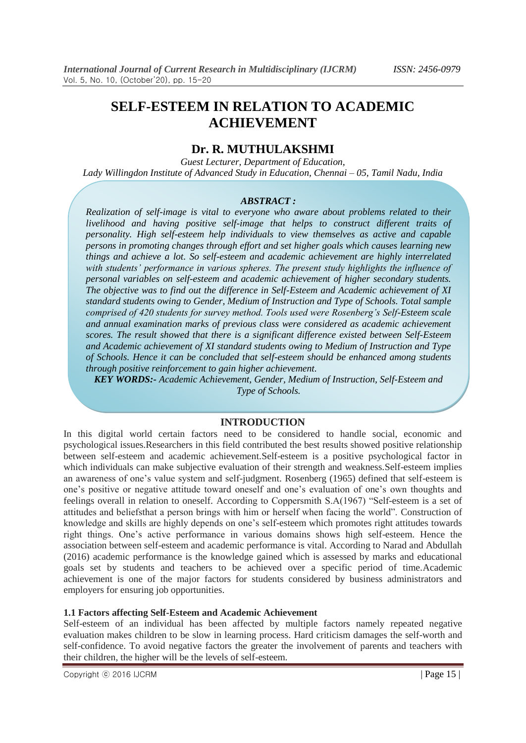# SELF-ESTEEM IN RELATION TO ACADEMIC ACHIEVEMENT

## Dr. R. MUTHULAKSHMI

*Guest Lecturer, Department of Education,*
*Lady Willingdon Institute of Advanced Study in Education, Chennai – 05, Tamil Nadu, India*

***ABSTRACT :***

*Realization of self-image is vital to everyone who aware about problems related to their livelihood and having positive self-image that helps to construct different traits of personality. High self-esteem help individuals to view themselves as active and capable persons in promoting changes through effort and set higher goals which causes learning new things and achieve a lot. So self-esteem and academic achievement are highly interrelated with students' performance in various spheres. The present study highlights the influence of personal variables on self-esteem and academic achievement of higher secondary students. The objective was to find out the difference in Self-Esteem and Academic achievement of XI standard students owing to Gender, Medium of Instruction and Type of Schools. Total sample comprised of 420 students for survey method. Tools used were Rosenberg's Self-Esteem scale and annual examination marks of previous class were considered as academic achievement scores. The result showed that there is a significant difference existed between Self-Esteem and Academic achievement of XI standard students owing to Medium of Instruction and Type of Schools. Hence it can be concluded that self-esteem should be enhanced among students through positive reinforcement to gain higher achievement.*

***KEY WORDS:-** Academic Achievement, Gender, Medium of Instruction, Self-Esteem and Type of Schools.*

## INTRODUCTION

In this digital world certain factors need to be considered to handle social, economic and psychological issues.Researchers in this field contributed the best results showed positive relationship between self-esteem and academic achievement.Self-esteem is a positive psychological factor in which individuals can make subjective evaluation of their strength and weakness.Self-esteem implies an awareness of one's value system and self-judgment. Rosenberg (1965) defined that self-esteem is one's positive or negative attitude toward oneself and one's evaluation of one's own thoughts and feelings overall in relation to oneself. According to Coppersmith S.A(1967) "Self-esteem is a set of attitudes and beliefsthat a person brings with him or herself when facing the world". Construction of knowledge and skills are highly depends on one's self-esteem which promotes right attitudes towards right things. One's active performance in various domains shows high self-esteem. Hence the association between self-esteem and academic performance is vital. According to Narad and Abdullah (2016) academic performance is the knowledge gained which is assessed by marks and educational goals set by students and teachers to be achieved over a specific period of time.Academic achievement is one of the major factors for students considered by business administrators and employers for ensuring job opportunities.

### 1.1 Factors affecting Self-Esteem and Academic Achievement

Self-esteem of an individual has been affected by multiple factors namely repeated negative evaluation makes children to be slow in learning process. Hard criticism damages the self-worth and self-confidence. To avoid negative factors the greater the involvement of parents and teachers with their children, the higher will be the levels of self-esteem.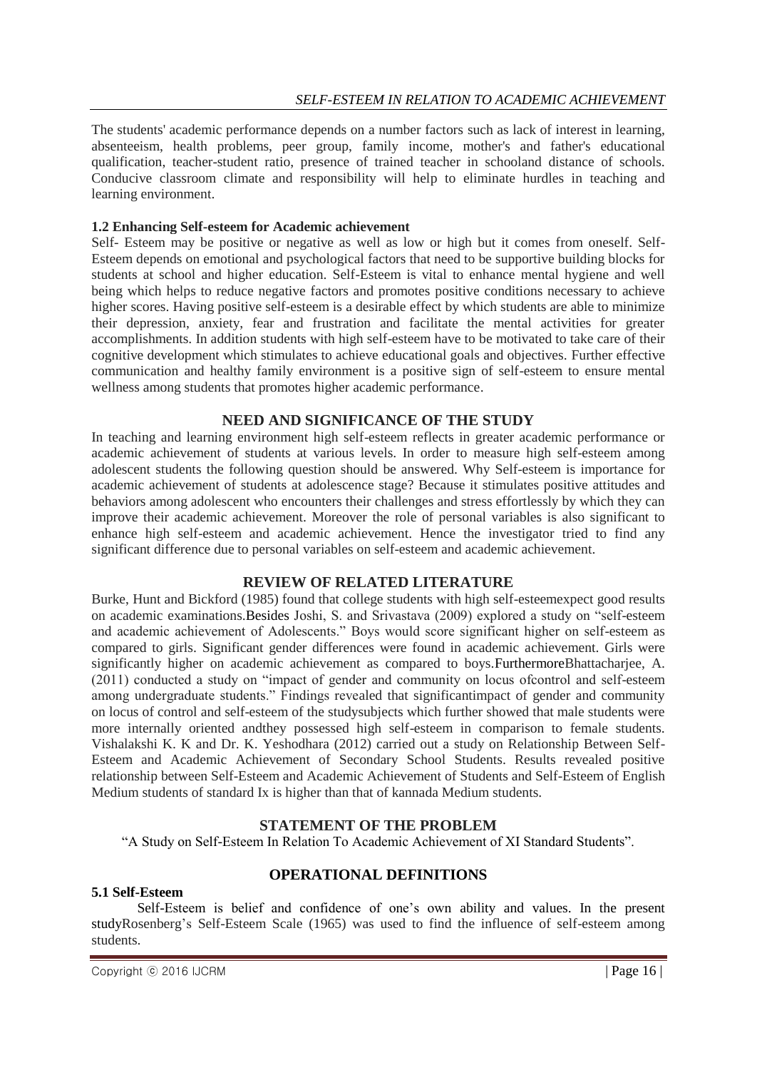The students' academic performance depends on a number factors such as lack of interest in learning, absenteeism, health problems, peer group, family income, mother's and father's educational qualification, teacher-student ratio, presence of trained teacher in schooland distance of schools. Conducive classroom climate and responsibility will help to eliminate hurdles in teaching and learning environment.

**1.2 Enhancing Self-esteem for Academic achievement**

Self- Esteem may be positive or negative as well as low or high but it comes from oneself. Self-Esteem depends on emotional and psychological factors that need to be supportive building blocks for students at school and higher education. Self-Esteem is vital to enhance mental hygiene and well being which helps to reduce negative factors and promotes positive conditions necessary to achieve higher scores. Having positive self-esteem is a desirable effect by which students are able to minimize their depression, anxiety, fear and frustration and facilitate the mental activities for greater accomplishments. In addition students with high self-esteem have to be motivated to take care of their cognitive development which stimulates to achieve educational goals and objectives. Further effective communication and healthy family environment is a positive sign of self-esteem to ensure mental wellness among students that promotes higher academic performance.

## NEED AND SIGNIFICANCE OF THE STUDY

In teaching and learning environment high self-esteem reflects in greater academic performance or academic achievement of students at various levels. In order to measure high self-esteem among adolescent students the following question should be answered. Why Self-esteem is importance for academic achievement of students at adolescence stage? Because it stimulates positive attitudes and behaviors among adolescent who encounters their challenges and stress effortlessly by which they can improve their academic achievement. Moreover the role of personal variables is also significant to enhance high self-esteem and academic achievement. Hence the investigator tried to find any significant difference due to personal variables on self-esteem and academic achievement.

## REVIEW OF RELATED LITERATURE

Burke, Hunt and Bickford (1985) found that college students with high self-esteemexpect good results on academic examinations.Besides Joshi, S. and Srivastava (2009) explored a study on "self-esteem and academic achievement of Adolescents." Boys would score significant higher on self-esteem as compared to girls. Significant gender differences were found in academic achievement. Girls were significantly higher on academic achievement as compared to boys.FurthermoreBhattacharjee, A. (2011) conducted a study on "impact of gender and community on locus ofcontrol and self-esteem among undergraduate students." Findings revealed that significantimpact of gender and community on locus of control and self-esteem of the studysubjects which further showed that male students were more internally oriented andthey possessed high self-esteem in comparison to female students. Vishalakshi K. K and Dr. K. Yeshodhara (2012) carried out a study on Relationship Between Self-Esteem and Academic Achievement of Secondary School Students. Results revealed positive relationship between Self-Esteem and Academic Achievement of Students and Self-Esteem of English Medium students of standard Ix is higher than that of kannada Medium students.

## STATEMENT OF THE PROBLEM

"A Study on Self-Esteem In Relation To Academic Achievement of XI Standard Students".

## OPERATIONAL DEFINITIONS

**5.1 Self-Esteem**

Self-Esteem is belief and confidence of one's own ability and values. In the present studyRosenberg's Self-Esteem Scale (1965) was used to find the influence of self-esteem among students.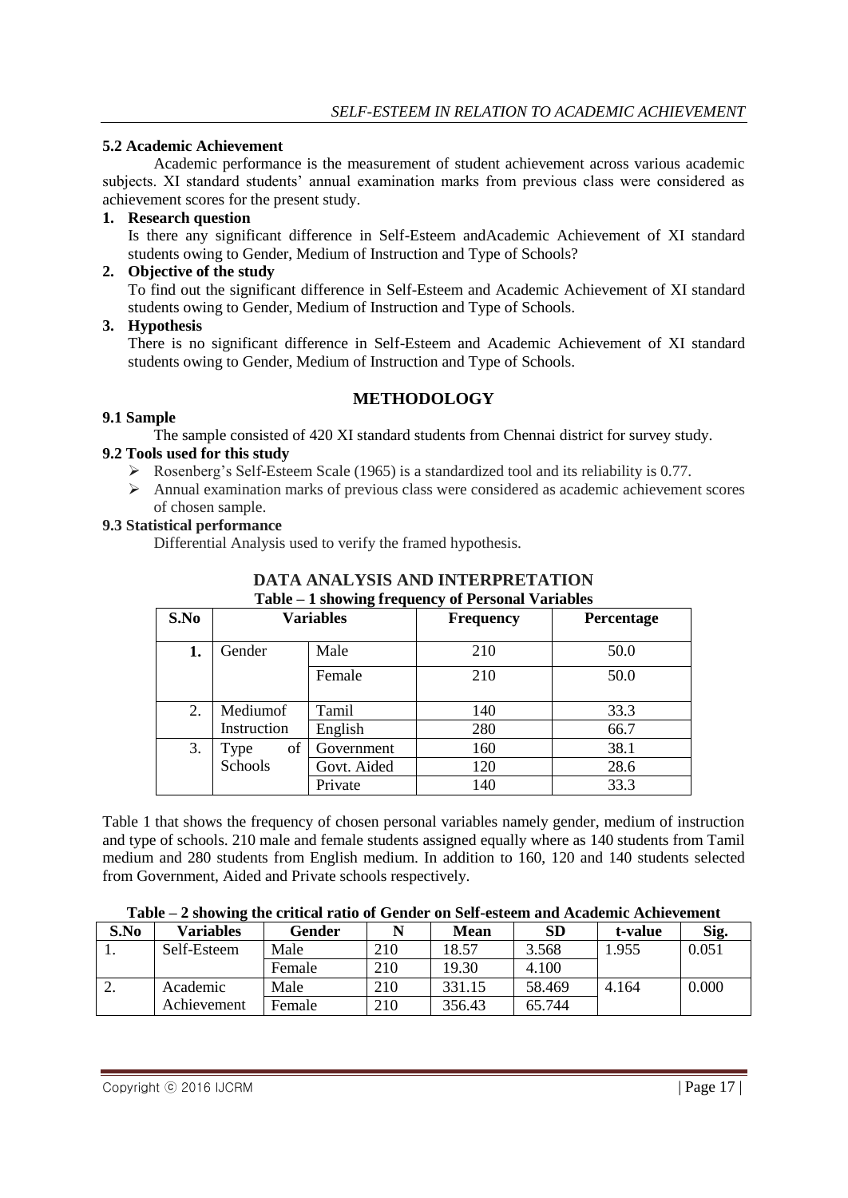### 5.2 Academic Achievement

Academic performance is the measurement of student achievement across various academic subjects. XI standard students' annual examination marks from previous class were considered as achievement scores for the present study.

1. **Research question**

   Is there any significant difference in Self-Esteem andAcademic Achievement of XI standard students owing to Gender, Medium of Instruction and Type of Schools?

2. **Objective of the study**

   To find out the significant difference in Self-Esteem and Academic Achievement of XI standard students owing to Gender, Medium of Instruction and Type of Schools.

3. **Hypothesis**

   There is no significant difference in Self-Esteem and Academic Achievement of XI standard students owing to Gender, Medium of Instruction and Type of Schools.

## METHODOLOGY

### 9.1 Sample

The sample consisted of 420 XI standard students from Chennai district for survey study.

### 9.2 Tools used for this study

- Rosenberg's Self-Esteem Scale (1965) is a standardized tool and its reliability is 0.77.
- Annual examination marks of previous class were considered as academic achievement scores of chosen sample.

### 9.3 Statistical performance

Differential Analysis used to verify the framed hypothesis.

## DATA ANALYSIS AND INTERPRETATION

**Table – 1 showing frequency of Personal Variables**

| S.No | Variables | | Frequency | Percentage |
|---|---|---|---|---|
| **1.** | Gender | Male | 210 | 50.0 |
| | | Female | 210 | 50.0 |
| 2. | Mediumof Instruction | Tamil | 140 | 33.3 |
| | | English | 280 | 66.7 |
| 3. | Type of Schools | Government | 160 | 38.1 |
| | | Govt. Aided | 120 | 28.6 |
| | | Private | 140 | 33.3 |

Table 1 that shows the frequency of chosen personal variables namely gender, medium of instruction and type of schools. 210 male and female students assigned equally where as 140 students from Tamil medium and 280 students from English medium. In addition to 160, 120 and 140 students selected from Government, Aided and Private schools respectively.

**Table – 2 showing the critical ratio of Gender on Self-esteem and Academic Achievement**

| S.No | Variables | Gender | N | Mean | SD | t-value | Sig. |
|---|---|---|---|---|---|---|---|
| 1. | Self-Esteem | Male | 210 | 18.57 | 3.568 | 1.955 | 0.051 |
| | | Female | 210 | 19.30 | 4.100 | | |
| 2. | Academic Achievement | Male | 210 | 331.15 | 58.469 | 4.164 | 0.000 |
| | | Female | 210 | 356.43 | 65.744 | | |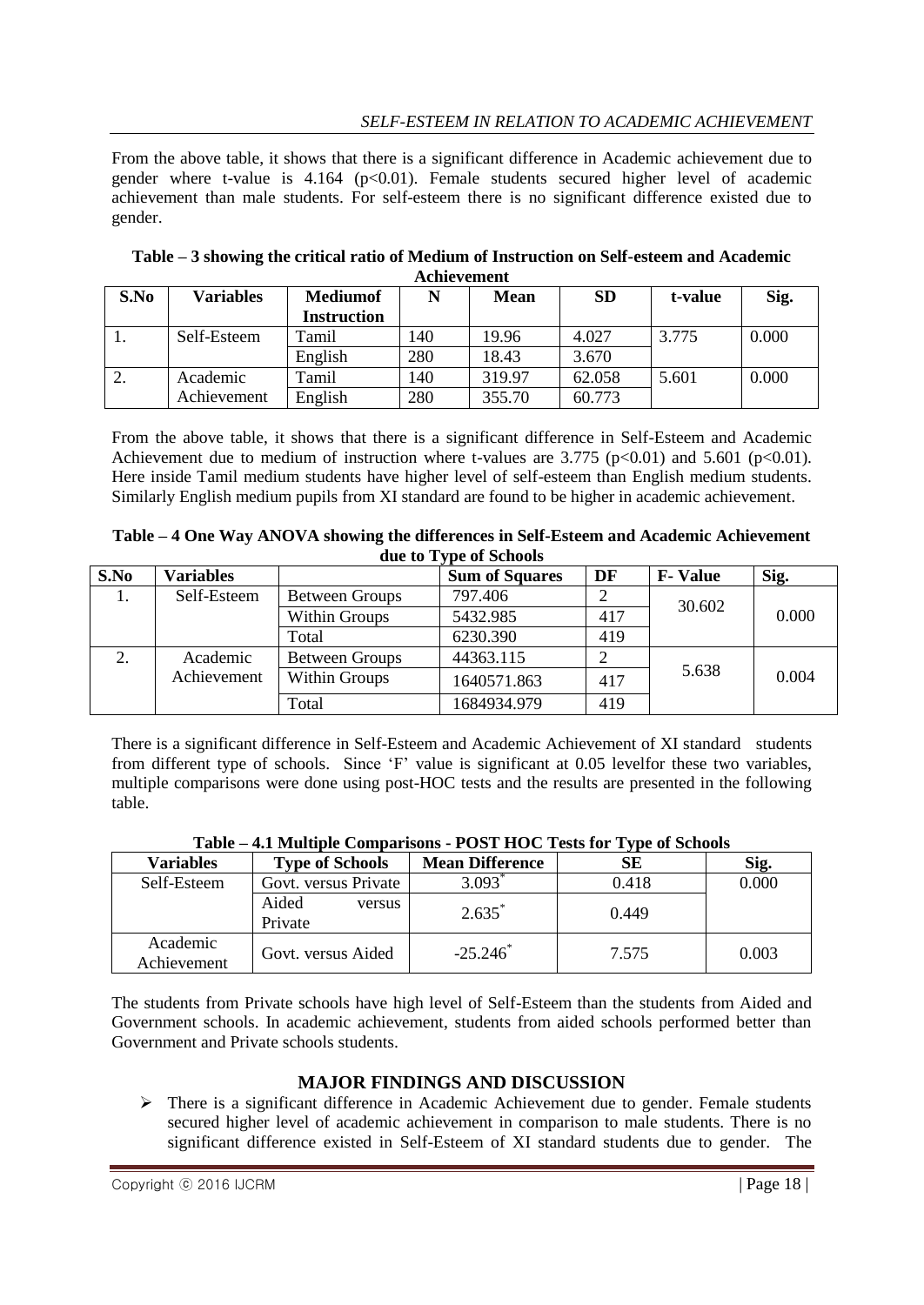From the above table, it shows that there is a significant difference in Academic achievement due to gender where t-value is 4.164 ($p<0.01$). Female students secured higher level of academic achievement than male students. For self-esteem there is no significant difference existed due to gender.

**Table – 3 showing the critical ratio of Medium of Instruction on Self-esteem and Academic Achievement**

| S.No | Variables | Mediumof Instruction | N | Mean | SD | t-value | Sig. |
|---|---|---|---|---|---|---|---|
| 1. | Self-Esteem | Tamil | 140 | 19.96 | 4.027 | 3.775 | 0.000 |
| | | English | 280 | 18.43 | 3.670 | | |
| 2. | Academic Achievement | Tamil | 140 | 319.97 | 62.058 | 5.601 | 0.000 |
| | | English | 280 | 355.70 | 60.773 | | |

From the above table, it shows that there is a significant difference in Self-Esteem and Academic Achievement due to medium of instruction where t-values are 3.775 ($p<0.01$) and 5.601 ($p<0.01$). Here inside Tamil medium students have higher level of self-esteem than English medium students. Similarly English medium pupils from XI standard are found to be higher in academic achievement.

**Table – 4 One Way ANOVA showing the differences in Self-Esteem and Academic Achievement due to Type of Schools**

| S.No | Variables | | Sum of Squares | DF | F- Value | Sig. |
|---|---|---|---|---|---|---|
| 1. | Self-Esteem | Between Groups | 797.406 | 2 | 30.602 | 0.000 |
| | | Within Groups | 5432.985 | 417 | | |
| | | Total | 6230.390 | 419 | | |
| 2. | Academic Achievement | Between Groups | 44363.115 | 2 | 5.638 | 0.004 |
| | | Within Groups | 1640571.863 | 417 | | |
| | | Total | 1684934.979 | 419 | | |

There is a significant difference in Self-Esteem and Academic Achievement of XI standard students from different type of schools. Since 'F' value is significant at 0.05 levelfor these two variables, multiple comparisons were done using post-HOC tests and the results are presented in the following table.

**Table – 4.1 Multiple Comparisons - POST HOC Tests for Type of Schools**

| Variables | Type of Schools | Mean Difference | SE | Sig. |
|---|---|---|---|---|
| Self-Esteem | Govt. versus Private | 3.093* | 0.418 | 0.000 |
| | Aided versus Private | 2.635* | 0.449 | |
| Academic Achievement | Govt. versus Aided | -25.246* | 7.575 | 0.003 |

The students from Private schools have high level of Self-Esteem than the students from Aided and Government schools. In academic achievement, students from aided schools performed better than Government and Private schools students.

## MAJOR FINDINGS AND DISCUSSION

- There is a significant difference in Academic Achievement due to gender. Female students secured higher level of academic achievement in comparison to male students. There is no significant difference existed in Self-Esteem of XI standard students due to gender. The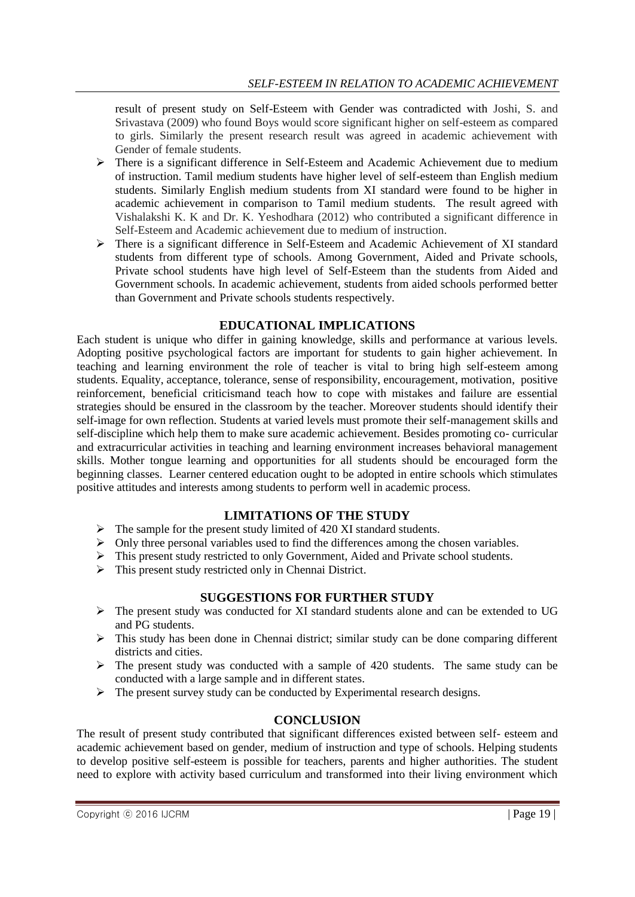result of present study on Self-Esteem with Gender was contradicted with Joshi, S. and Srivastava (2009) who found Boys would score significant higher on self-esteem as compared to girls. Similarly the present research result was agreed in academic achievement with Gender of female students.

- There is a significant difference in Self-Esteem and Academic Achievement due to medium of instruction. Tamil medium students have higher level of self-esteem than English medium students. Similarly English medium students from XI standard were found to be higher in academic achievement in comparison to Tamil medium students. The result agreed with Vishalakshi K. K and Dr. K. Yeshodhara (2012) who contributed a significant difference in Self-Esteem and Academic achievement due to medium of instruction.
- There is a significant difference in Self-Esteem and Academic Achievement of XI standard students from different type of schools. Among Government, Aided and Private schools, Private school students have high level of Self-Esteem than the students from Aided and Government schools. In academic achievement, students from aided schools performed better than Government and Private schools students respectively.

## EDUCATIONAL IMPLICATIONS

Each student is unique who differ in gaining knowledge, skills and performance at various levels. Adopting positive psychological factors are important for students to gain higher achievement. In teaching and learning environment the role of teacher is vital to bring high self-esteem among students. Equality, acceptance, tolerance, sense of responsibility, encouragement, motivation, positive reinforcement, beneficial criticismand teach how to cope with mistakes and failure are essential strategies should be ensured in the classroom by the teacher. Moreover students should identify their self-image for own reflection. Students at varied levels must promote their self-management skills and self-discipline which help them to make sure academic achievement. Besides promoting co- curricular and extracurricular activities in teaching and learning environment increases behavioral management skills. Mother tongue learning and opportunities for all students should be encouraged form the beginning classes. Learner centered education ought to be adopted in entire schools which stimulates positive attitudes and interests among students to perform well in academic process.

## LIMITATIONS OF THE STUDY

- The sample for the present study limited of 420 XI standard students.
- Only three personal variables used to find the differences among the chosen variables.
- This present study restricted to only Government, Aided and Private school students.
- This present study restricted only in Chennai District.

## SUGGESTIONS FOR FURTHER STUDY

- The present study was conducted for XI standard students alone and can be extended to UG and PG students.
- This study has been done in Chennai district; similar study can be done comparing different districts and cities.
- The present study was conducted with a sample of 420 students. The same study can be conducted with a large sample and in different states.
- The present survey study can be conducted by Experimental research designs.

## CONCLUSION

The result of present study contributed that significant differences existed between self- esteem and academic achievement based on gender, medium of instruction and type of schools. Helping students to develop positive self-esteem is possible for teachers, parents and higher authorities. The student need to explore with activity based curriculum and transformed into their living environment which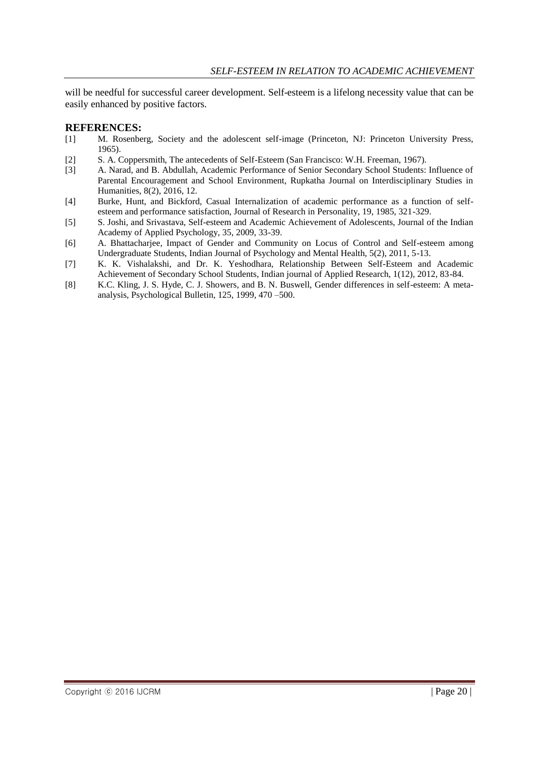will be needful for successful career development. Self-esteem is a lifelong necessity value that can be easily enhanced by positive factors.

## REFERENCES:

[1] M. Rosenberg, Society and the adolescent self-image (Princeton, NJ: Princeton University Press, 1965).

[2] S. A. Coppersmith, The antecedents of Self-Esteem (San Francisco: W.H. Freeman, 1967).

[3] A. Narad, and B. Abdullah, Academic Performance of Senior Secondary School Students: Influence of Parental Encouragement and School Environment, Rupkatha Journal on Interdisciplinary Studies in Humanities, 8(2), 2016, 12.

[4] Burke, Hunt, and Bickford, Casual Internalization of academic performance as a function of self-esteem and performance satisfaction, Journal of Research in Personality, 19, 1985, 321-329.

[5] S. Joshi, and Srivastava, Self-esteem and Academic Achievement of Adolescents, Journal of the Indian Academy of Applied Psychology, 35, 2009, 33-39.

[6] A. Bhattacharjee, Impact of Gender and Community on Locus of Control and Self-esteem among Undergraduate Students, Indian Journal of Psychology and Mental Health, 5(2), 2011, 5-13.

[7] K. K. Vishalakshi, and Dr. K. Yeshodhara, Relationship Between Self-Esteem and Academic Achievement of Secondary School Students, Indian journal of Applied Research, 1(12), 2012, 83-84.

[8] K.C. Kling, J. S. Hyde, C. J. Showers, and B. N. Buswell, Gender differences in self-esteem: A meta-analysis, Psychological Bulletin, 125, 1999, 470 –500.